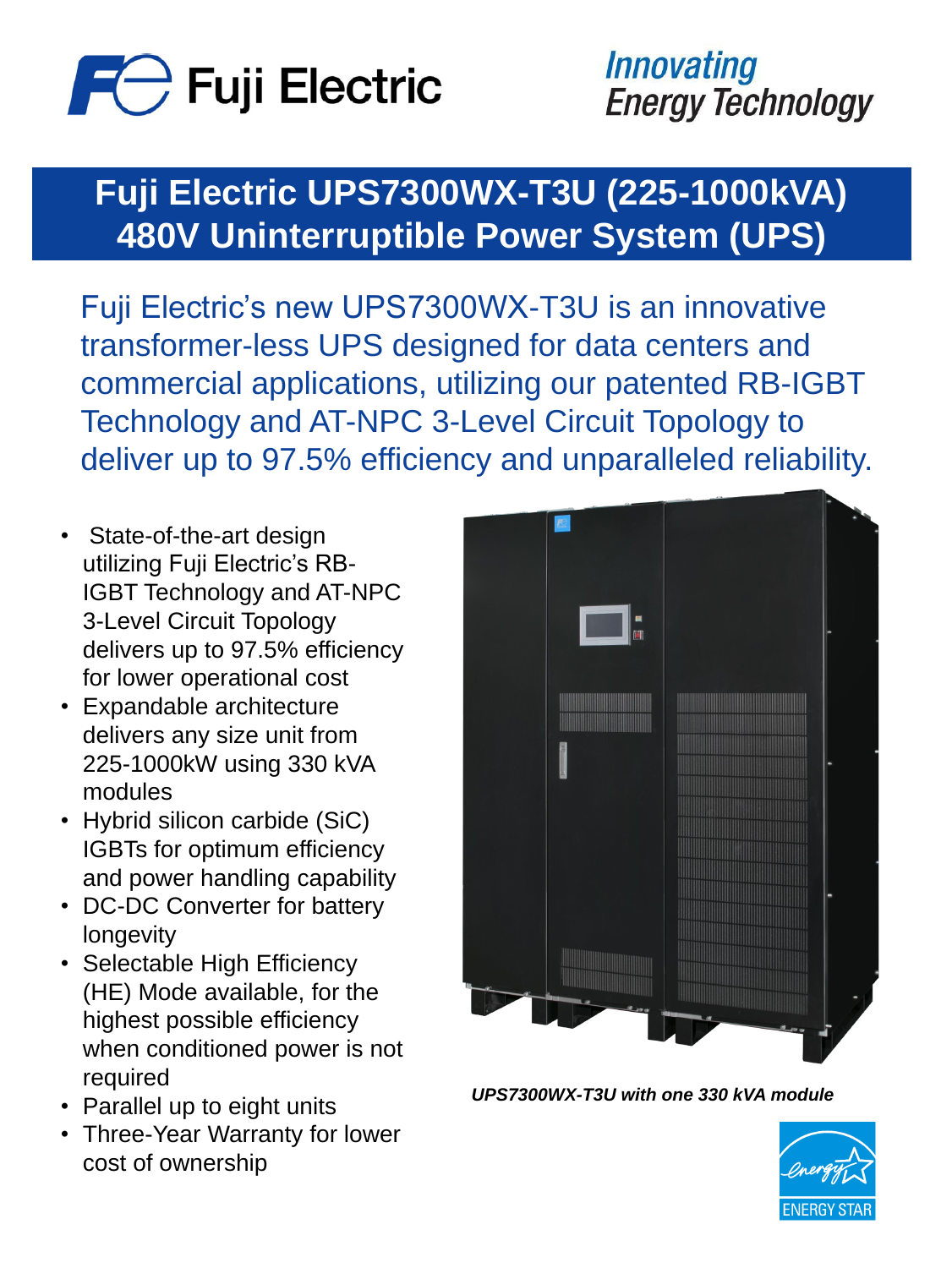Fuji Electric

*Innovating Energy Technology*

# Fuji Electric UPS7300WX-T3U (225-1000kVA) 480V Uninterruptible Power System (UPS)

Fuji Electric's new UPS7300WX-T3U is an innovative transformer-less UPS designed for data centers and commercial applications, utilizing our patented RB-IGBT Technology and AT-NPC 3-Level Circuit Topology to deliver up to 97.5% efficiency and unparalleled reliability.

- State-of-the-art design utilizing Fuji Electric's RB-IGBT Technology and AT-NPC 3-Level Circuit Topology delivers up to 97.5% efficiency for lower operational cost
- Expandable architecture delivers any size unit from 225-1000kW using 330 kVA modules
- Hybrid silicon carbide (SiC) IGBTs for optimum efficiency and power handling capability
- DC-DC Converter for battery longevity
- Selectable High Efficiency (HE) Mode available, for the highest possible efficiency when conditioned power is not required
- Parallel up to eight units
- Three-Year Warranty for lower cost of ownership

***UPS7300WX-T3U with one 330 kVA module***

ENERGY STAR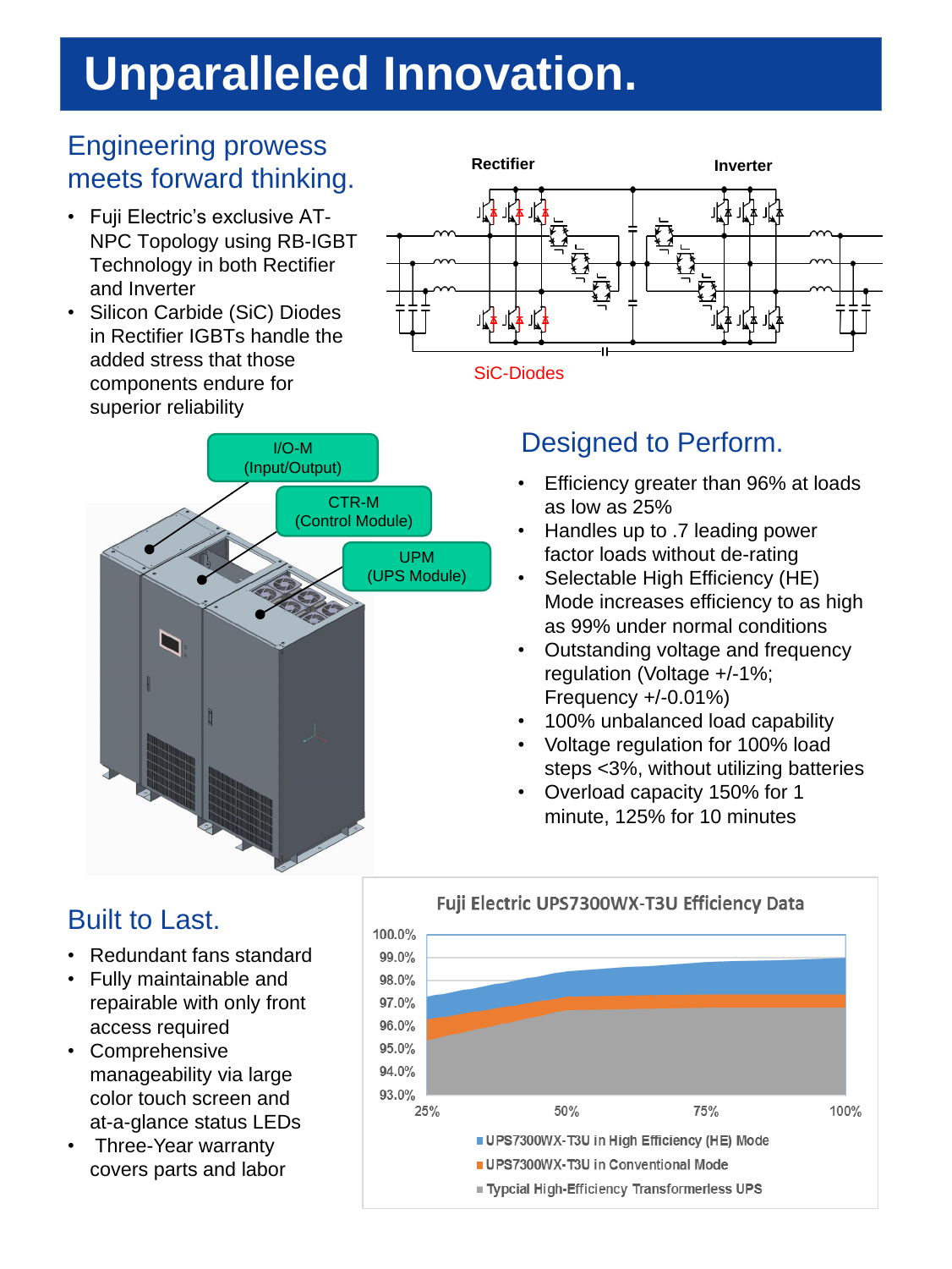# Unparalleled Innovation.

## Engineering prowess meets forward thinking.

- Fuji Electric's exclusive AT-NPC Topology using RB-IGBT Technology in both Rectifier and Inverter
- Silicon Carbide (SiC) Diodes in Rectifier IGBTs handle the added stress that those components endure for superior reliability

Rectifier

Inverter

SiC-Diodes

I/O-M (Input/Output)

CTR-M (Control Module)

UPM (UPS Module)

## Designed to Perform.

- Efficiency greater than 96% at loads as low as 25%
- Handles up to .7 leading power factor loads without de-rating
- Selectable High Efficiency (HE) Mode increases efficiency to as high as 99% under normal conditions
- Outstanding voltage and frequency regulation (Voltage +/-1%; Frequency +/-0.01%)
- 100% unbalanced load capability
- Voltage regulation for 100% load steps <3%, without utilizing batteries
- Overload capacity 150% for 1 minute, 125% for 10 minutes

## Built to Last.

- Redundant fans standard
- Fully maintainable and repairable with only front access required
- Comprehensive manageability via large color touch screen and at-a-glance status LEDs
- Three-Year warranty covers parts and labor

**Fuji Electric UPS7300WX-T3U Efficiency Data**

- UPS7300WX-T3U in High Efficiency (HE) Mode
- UPS7300WX-T3U in Conventional Mode
- Typcial High-Efficiency Transformerless UPS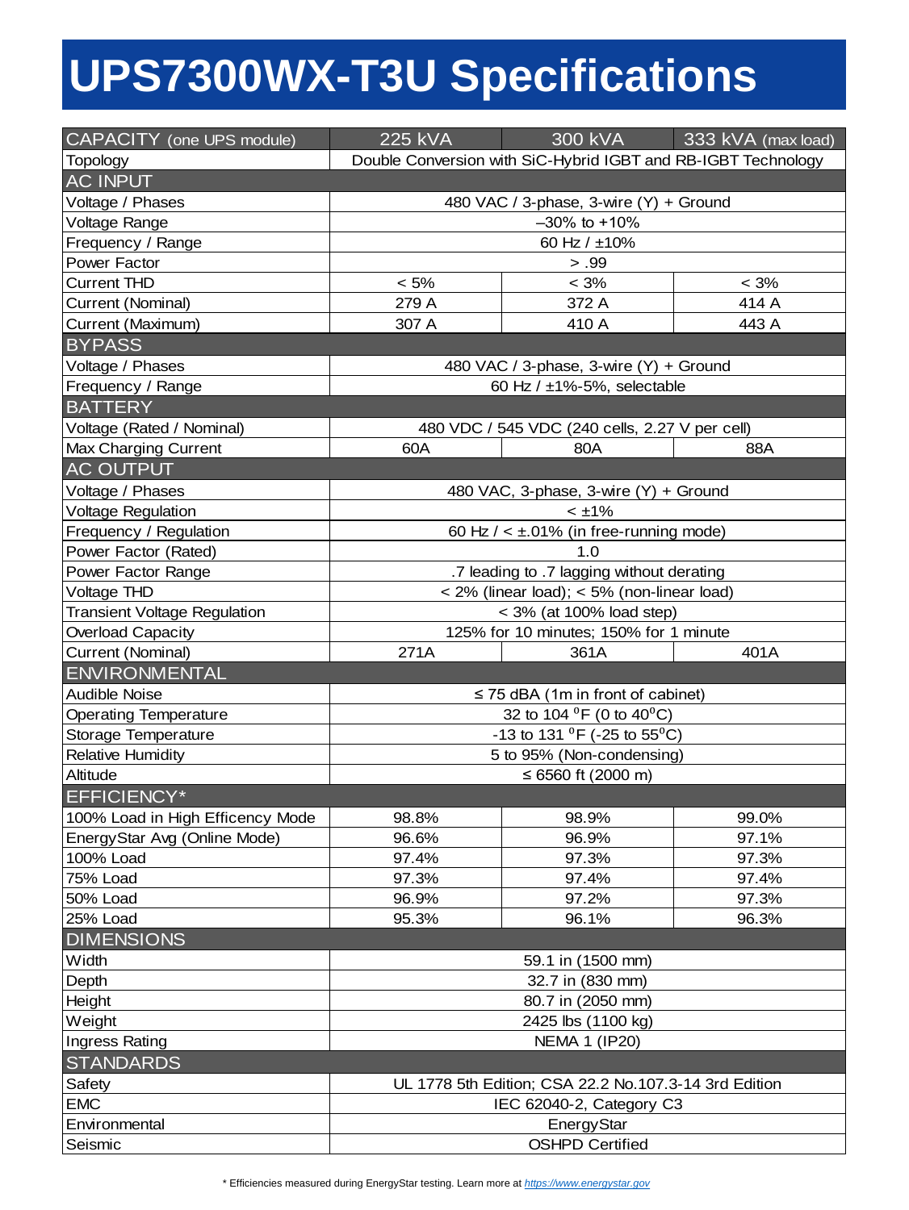# UPS7300WX-T3U Specifications

| CAPACITY (one UPS module) | 225 kVA | 300 kVA | 333 kVA (max load) |
|---|---|---|---|
| Topology | Double Conversion with SiC-Hybrid IGBT and RB-IGBT Technology | | |
| **AC INPUT** | | | |
| Voltage / Phases | 480 VAC / 3-phase, 3-wire (Y) + Ground | | |
| Voltage Range | –30% to +10% | | |
| Frequency / Range | 60 Hz / ±10% | | |
| Power Factor | > .99 | | |
| Current THD | < 5% | < 3% | < 3% |
| Current (Nominal) | 279 A | 372 A | 414 A |
| Current (Maximum) | 307 A | 410 A | 443 A |
| **BYPASS** | | | |
| Voltage / Phases | 480 VAC / 3-phase, 3-wire (Y) + Ground | | |
| Frequency / Range | 60 Hz / ±1%-5%, selectable | | |
| **BATTERY** | | | |
| Voltage (Rated / Nominal) | 480 VDC / 545 VDC (240 cells, 2.27 V per cell) | | |
| Max Charging Current | 60A | 80A | 88A |
| **AC OUTPUT** | | | |
| Voltage / Phases | 480 VAC, 3-phase, 3-wire (Y) + Ground | | |
| Voltage Regulation | < ±1% | | |
| Frequency / Regulation | 60 Hz / < ±.01% (in free-running mode) | | |
| Power Factor (Rated) | 1.0 | | |
| Power Factor Range | .7 leading to .7 lagging without derating | | |
| Voltage THD | < 2% (linear load); < 5% (non-linear load) | | |
| Transient Voltage Regulation | < 3% (at 100% load step) | | |
| Overload Capacity | 125% for 10 minutes; 150% for 1 minute | | |
| Current (Nominal) | 271A | 361A | 401A |
| **ENVIRONMENTAL** | | | |
| Audible Noise | ≤ 75 dBA (1m in front of cabinet) | | |
| Operating Temperature | 32 to 104 °F (0 to 40°C) | | |
| Storage Temperature | -13 to 131 °F (-25 to 55°C) | | |
| Relative Humidity | 5 to 95% (Non-condensing) | | |
| Altitude | ≤ 6560 ft (2000 m) | | |
| **EFFICIENCY*** | | | |
| 100% Load in High Efficency Mode | 98.8% | 98.9% | 99.0% |
| EnergyStar Avg (Online Mode) | 96.6% | 96.9% | 97.1% |
| 100% Load | 97.4% | 97.3% | 97.3% |
| 75% Load | 97.3% | 97.4% | 97.4% |
| 50% Load | 96.9% | 97.2% | 97.3% |
| 25% Load | 95.3% | 96.1% | 96.3% |
| **DIMENSIONS** | | | |
| Width | 59.1 in (1500 mm) | | |
| Depth | 32.7 in (830 mm) | | |
| Height | 80.7 in (2050 mm) | | |
| Weight | 2425 lbs (1100 kg) | | |
| Ingress Rating | NEMA 1 (IP20) | | |
| **STANDARDS** | | | |
| Safety | UL 1778 5th Edition; CSA 22.2 No.107.3-14 3rd Edition | | |
| EMC | IEC 62040-2, Category C3 | | |
| Environmental | EnergyStar | | |
| Seismic | OSHPD Certified | | |

* Efficiencies measured during EnergyStar testing. Learn more at https://www.energystar.gov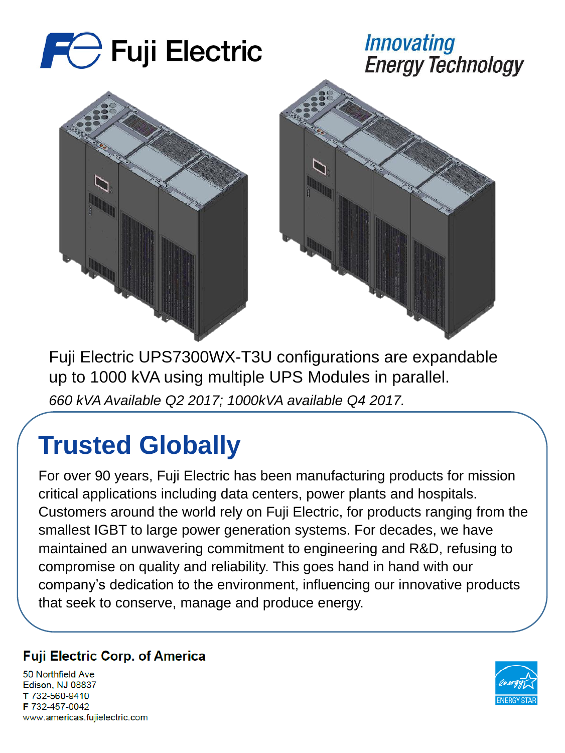Fuji Electric

*Innovating*
*Energy Technology*

Fuji Electric UPS7300WX-T3U configurations are expandable up to 1000 kVA using multiple UPS Modules in parallel.

*660 kVA Available Q2 2017; 1000kVA available Q4 2017.*

## Trusted Globally

For over 90 years, Fuji Electric has been manufacturing products for mission critical applications including data centers, power plants and hospitals. Customers around the world rely on Fuji Electric, for products ranging from the smallest IGBT to large power generation systems. For decades, we have maintained an unwavering commitment to engineering and R&D, refusing to compromise on quality and reliability. This goes hand in hand with our company's dedication to the environment, influencing our innovative products that seek to conserve, manage and produce energy.

**Fuji Electric Corp. of America**

50 Northfield Ave
Edison, NJ 08837
**T** 732-560-9410
**F** 732-457-0042
www.americas.fujielectric.com

ENERGY STAR